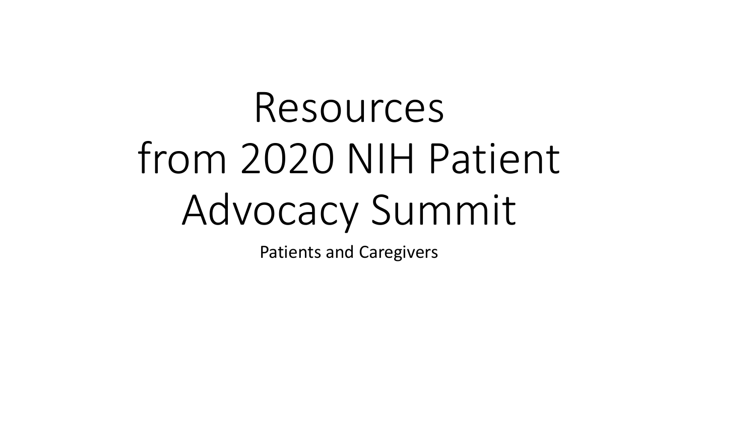# Resources from 2020 NIH Patient Advocacy Summit

Patients and Caregivers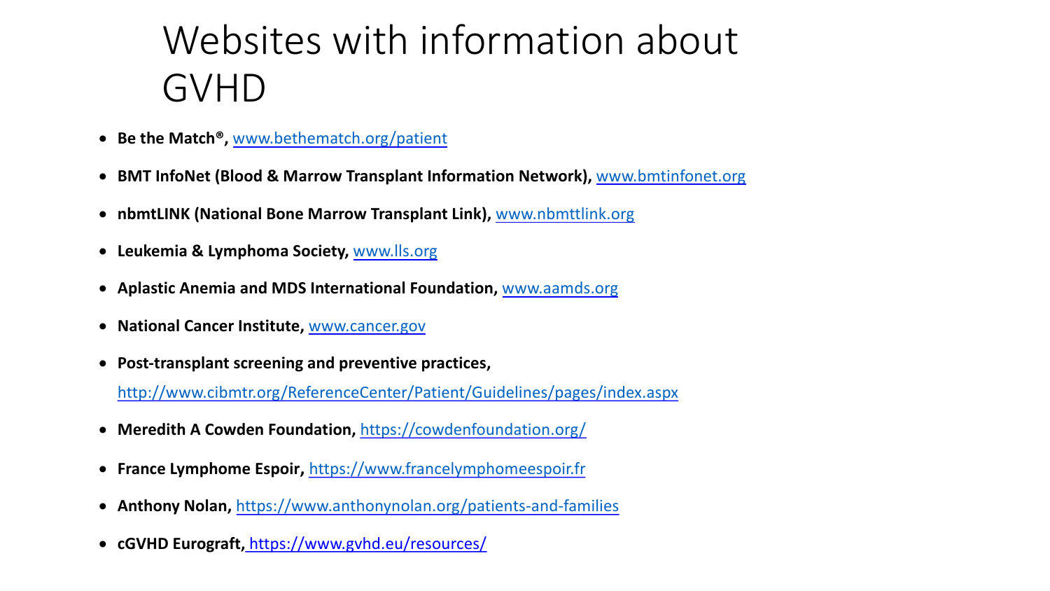# Websites with information about GVHD

- **Be the Match®,** www.bethematch.org/patient
- **BMT InfoNet (Blood & Marrow Transplant Information Network),** www.bmtinfonet.org
- **nbmtLINK (National Bone Marrow Transplant Link),** www.nbmttlink.org
- **Leukemia & Lymphoma Society,** www.lls.org
- **Aplastic Anemia and MDS International Foundation,** www.aamds.org
- **National Cancer Institute,** www.cancer.gov
- **Post-transplant screening and preventive practices,** http://www.cibmtr.org/ReferenceCenter/Patient/Guidelines/pages/index.aspx
- **Meredith A Cowden Foundation,** https://cowdenfoundation.org/
- **France Lymphome Espoir,** https://www.francelymphomeespoir.fr
- **Anthony Nolan,** https://www.anthonynolan.org/patients-and-families
- **cGVHD Eurograft,** https://www.gvhd.eu/resources/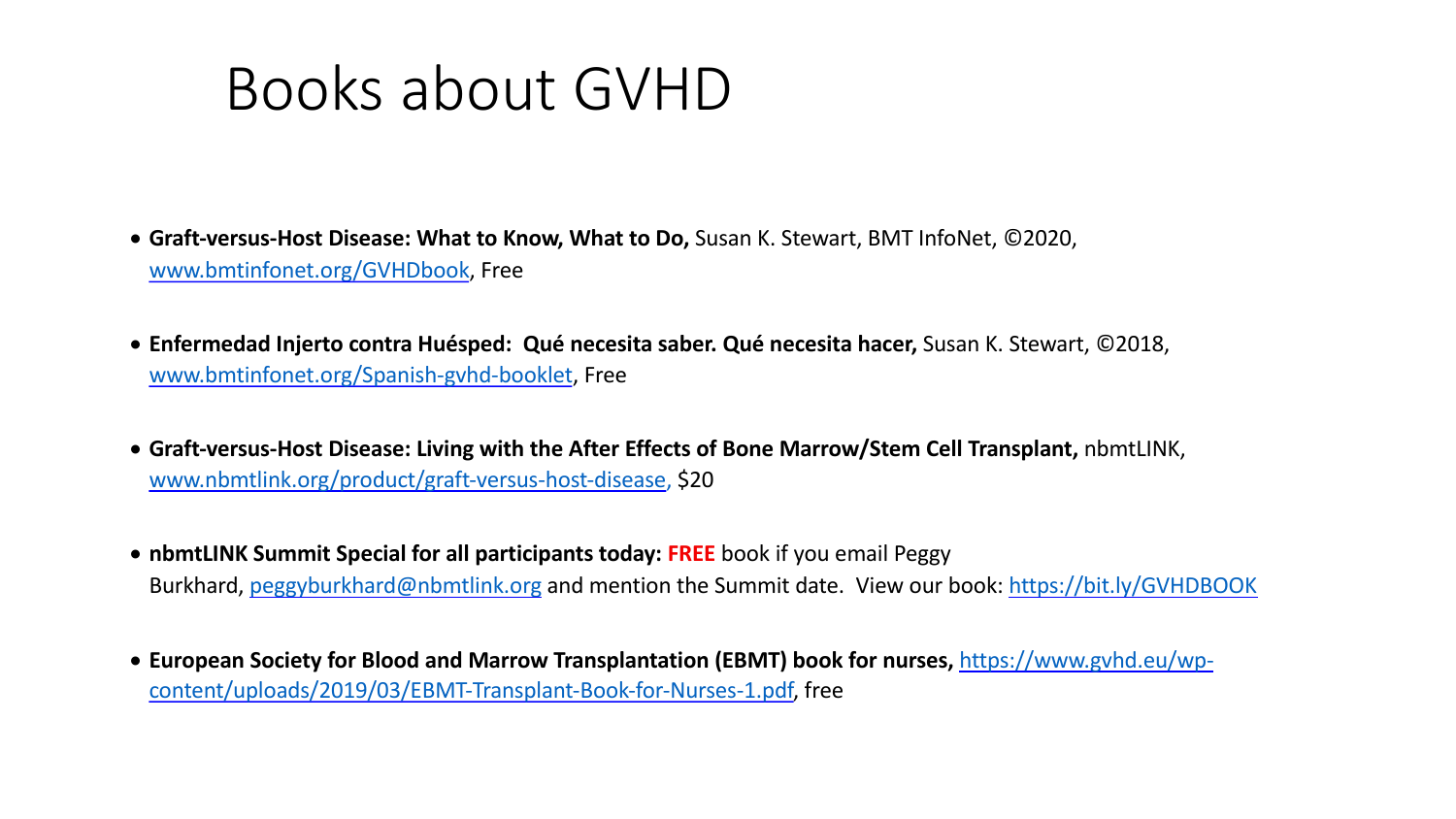# Books about GVHD

- **Graft-versus-Host Disease: What to Know, What to Do,** Susan K. Stewart, BMT InfoNet, ©2020, [www.bmtinfonet.org/GVHDbook](http://www.bmtinfonet.org/GVHDbook), Free
- **Enfermedad Injerto contra Huésped: Qué necesita saber. Qué necesita hacer,** Susan K. Stewart, ©2018, [www.bmtinfonet.org/Spanish-gvhd-booklet](http://www.bmtinfonet.org/Spanish-gvhd-booklet), Free
- **Graft-versus-Host Disease: Living with the After Effects of Bone Marrow/Stem Cell Transplant,** nbmtLINK, [www.nbmtlink.org/product/graft-versus-host-disease](http://www.nbmtlink.org/product/graft-versus-host-disease), $20
- **nbmtLINK Summit Special for all participants today: FREE** book if you email Peggy Burkhard, [peggyburkhard@nbmtlink.org](mailto:peggyburkhard@nbmtlink.org) and mention the Summit date. View our book: [https://bit.ly/GVHDBOOK](https://bit.ly/GVHDBOOK)
- **European Society for Blood and Marrow Transplantation (EBMT) book for nurses,** [https://www.gvhd.eu/wp-content/uploads/2019/03/EBMT-Transplant-Book-for-Nurses-1.pdf](https://www.gvhd.eu/wp-content/uploads/2019/03/EBMT-Transplant-Book-for-Nurses-1.pdf), free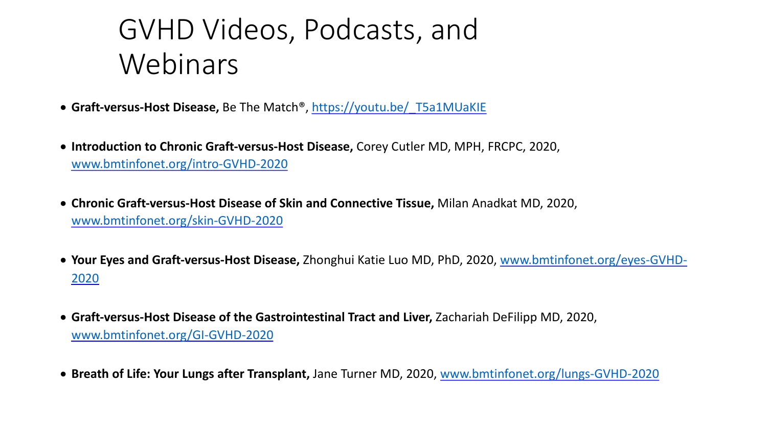# GVHD Videos, Podcasts, and Webinars

- **Graft-versus-Host Disease,** Be The Match®, https://youtu.be/_T5a1MUaKIE
- **Introduction to Chronic Graft-versus-Host Disease,** Corey Cutler MD, MPH, FRCPC, 2020, www.bmtinfonet.org/intro-GVHD-2020
- **Chronic Graft-versus-Host Disease of Skin and Connective Tissue,** Milan Anadkat MD, 2020, www.bmtinfonet.org/skin-GVHD-2020
- **Your Eyes and Graft-versus-Host Disease,** Zhonghui Katie Luo MD, PhD, 2020, www.bmtinfonet.org/eyes-GVHD-2020
- **Graft-versus-Host Disease of the Gastrointestinal Tract and Liver,** Zachariah DeFilipp MD, 2020, www.bmtinfonet.org/GI-GVHD-2020
- **Breath of Life: Your Lungs after Transplant,** Jane Turner MD, 2020, www.bmtinfonet.org/lungs-GVHD-2020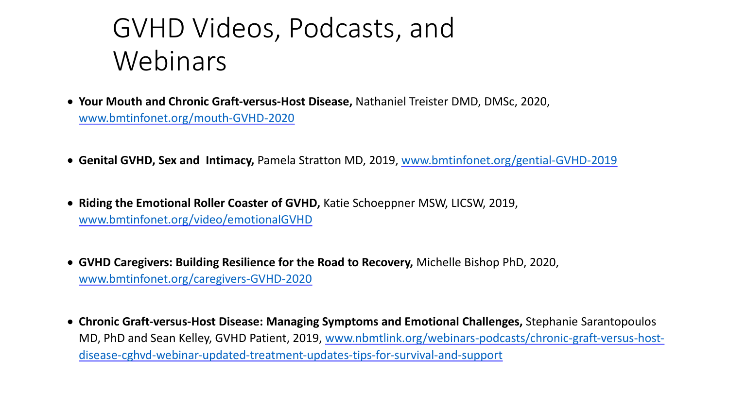# GVHD Videos, Podcasts, and Webinars

- **Your Mouth and Chronic Graft-versus-Host Disease,** Nathaniel Treister DMD, DMSc, 2020, [www.bmtinfonet.org/mouth-GVHD-2020](www.bmtinfonet.org/mouth-GVHD-2020)
- **Genital GVHD, Sex and Intimacy,** Pamela Stratton MD, 2019, [www.bmtinfonet.org/gential-GVHD-2019](www.bmtinfonet.org/gential-GVHD-2019)
- **Riding the Emotional Roller Coaster of GVHD,** Katie Schoeppner MSW, LICSW, 2019, [www.bmtinfonet.org/video/emotionalGVHD](www.bmtinfonet.org/video/emotionalGVHD)
- **GVHD Caregivers: Building Resilience for the Road to Recovery,** Michelle Bishop PhD, 2020, [www.bmtinfonet.org/caregivers-GVHD-2020](www.bmtinfonet.org/caregivers-GVHD-2020)
- **Chronic Graft-versus-Host Disease: Managing Symptoms and Emotional Challenges,** Stephanie Sarantopoulos MD, PhD and Sean Kelley, GVHD Patient, 2019, [www.nbmtlink.org/webinars-podcasts/chronic-graft-versus-host-disease-cghvd-webinar-updated-treatment-updates-tips-for-survival-and-support](www.nbmtlink.org/webinars-podcasts/chronic-graft-versus-host-disease-cghvd-webinar-updated-treatment-updates-tips-for-survival-and-support)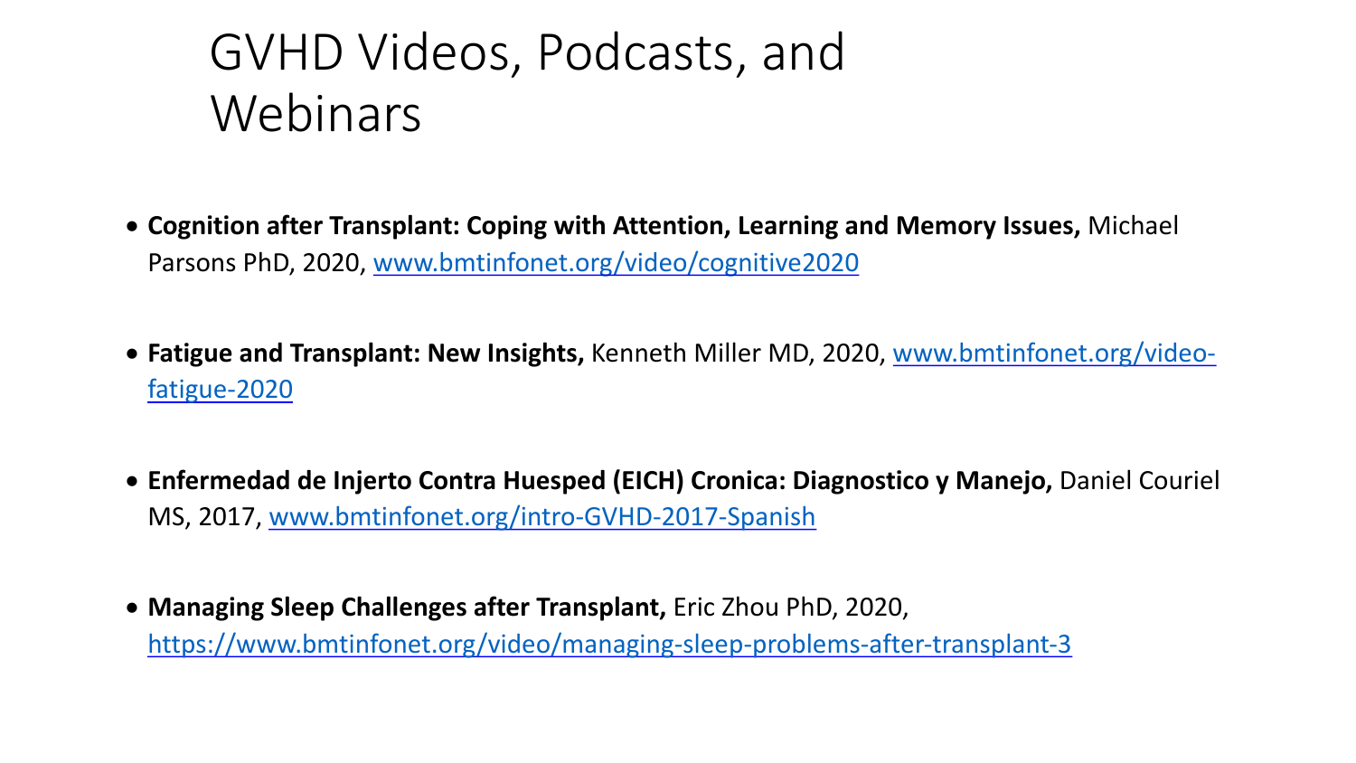# GVHD Videos, Podcasts, and Webinars

- **Cognition after Transplant: Coping with Attention, Learning and Memory Issues,** Michael Parsons PhD, 2020, [www.bmtinfonet.org/video/cognitive2020](http://www.bmtinfonet.org/video/cognitive2020)

- **Fatigue and Transplant: New Insights,** Kenneth Miller MD, 2020, [www.bmtinfonet.org/video-fatigue-2020](http://www.bmtinfonet.org/video-fatigue-2020)

- **Enfermedad de Injerto Contra Huesped (EICH) Cronica: Diagnostico y Manejo,** Daniel Couriel MS, 2017, [www.bmtinfonet.org/intro-GVHD-2017-Spanish](http://www.bmtinfonet.org/intro-GVHD-2017-Spanish)

- **Managing Sleep Challenges after Transplant,** Eric Zhou PhD, 2020, [https://www.bmtinfonet.org/video/managing-sleep-problems-after-transplant-3](https://www.bmtinfonet.org/video/managing-sleep-problems-after-transplant-3)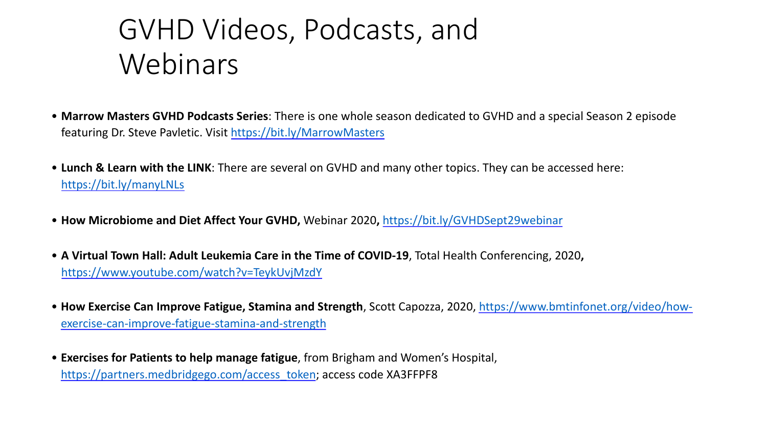# GVHD Videos, Podcasts, and Webinars

- **Marrow Masters GVHD Podcasts Series**: There is one whole season dedicated to GVHD and a special Season 2 episode featuring Dr. Steve Pavletic. Visit https://bit.ly/MarrowMasters
- **Lunch & Learn with the LINK**: There are several on GVHD and many other topics. They can be accessed here: https://bit.ly/manyLNLs
- **How Microbiome and Diet Affect Your GVHD,** Webinar 2020**,** https://bit.ly/GVHDSept29webinar
- **A Virtual Town Hall: Adult Leukemia Care in the Time of COVID-19**, Total Health Conferencing, 2020**,** https://www.youtube.com/watch?v=TeykUvjMzdY
- **How Exercise Can Improve Fatigue, Stamina and Strength**, Scott Capozza, 2020, https://www.bmtinfonet.org/video/how-exercise-can-improve-fatigue-stamina-and-strength
- **Exercises for Patients to help manage fatigue**, from Brigham and Women's Hospital, https://partners.medbridgego.com/access_token; access code XA3FFPF8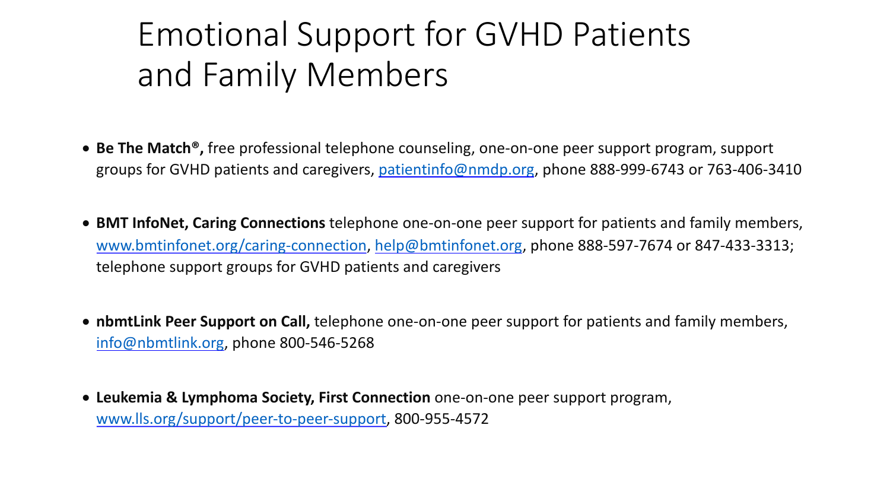# Emotional Support for GVHD Patients and Family Members

- **Be The Match®,** free professional telephone counseling, one-on-one peer support program, support groups for GVHD patients and caregivers, patientinfo@nmdp.org, phone 888-999-6743 or 763-406-3410

- **BMT InfoNet, Caring Connections** telephone one-on-one peer support for patients and family members, www.bmtinfonet.org/caring-connection, help@bmtinfonet.org, phone 888-597-7674 or 847-433-3313; telephone support groups for GVHD patients and caregivers

- **nbmtLink Peer Support on Call,** telephone one-on-one peer support for patients and family members, info@nbmtlink.org, phone 800-546-5268

- **Leukemia & Lymphoma Society, First Connection** one-on-one peer support program, www.lls.org/support/peer-to-peer-support, 800-955-4572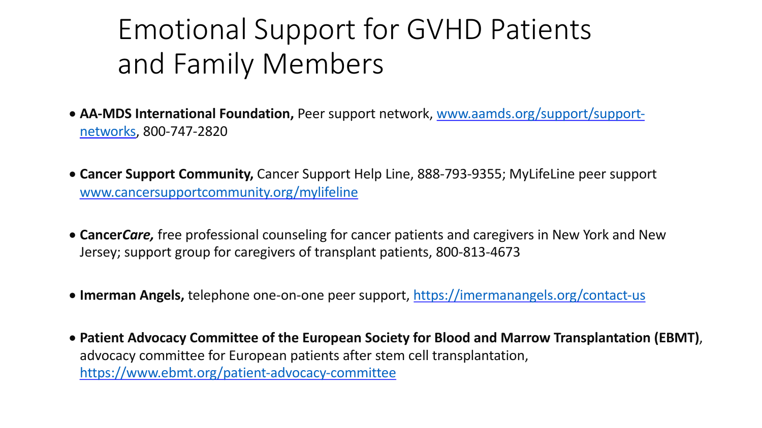# Emotional Support for GVHD Patients and Family Members

- **AA-MDS International Foundation,** Peer support network, www.aamds.org/support/support-networks, 800-747-2820
- **Cancer Support Community,** Cancer Support Help Line, 888-793-9355; MyLifeLine peer support www.cancersupportcommunity.org/mylifeline
- **Cancer*Care*,** free professional counseling for cancer patients and caregivers in New York and New Jersey; support group for caregivers of transplant patients, 800-813-4673
- **Imerman Angels,** telephone one-on-one peer support, https://imermanangels.org/contact-us
- **Patient Advocacy Committee of the European Society for Blood and Marrow Transplantation (EBMT)**, advocacy committee for European patients after stem cell transplantation, https://www.ebmt.org/patient-advocacy-committee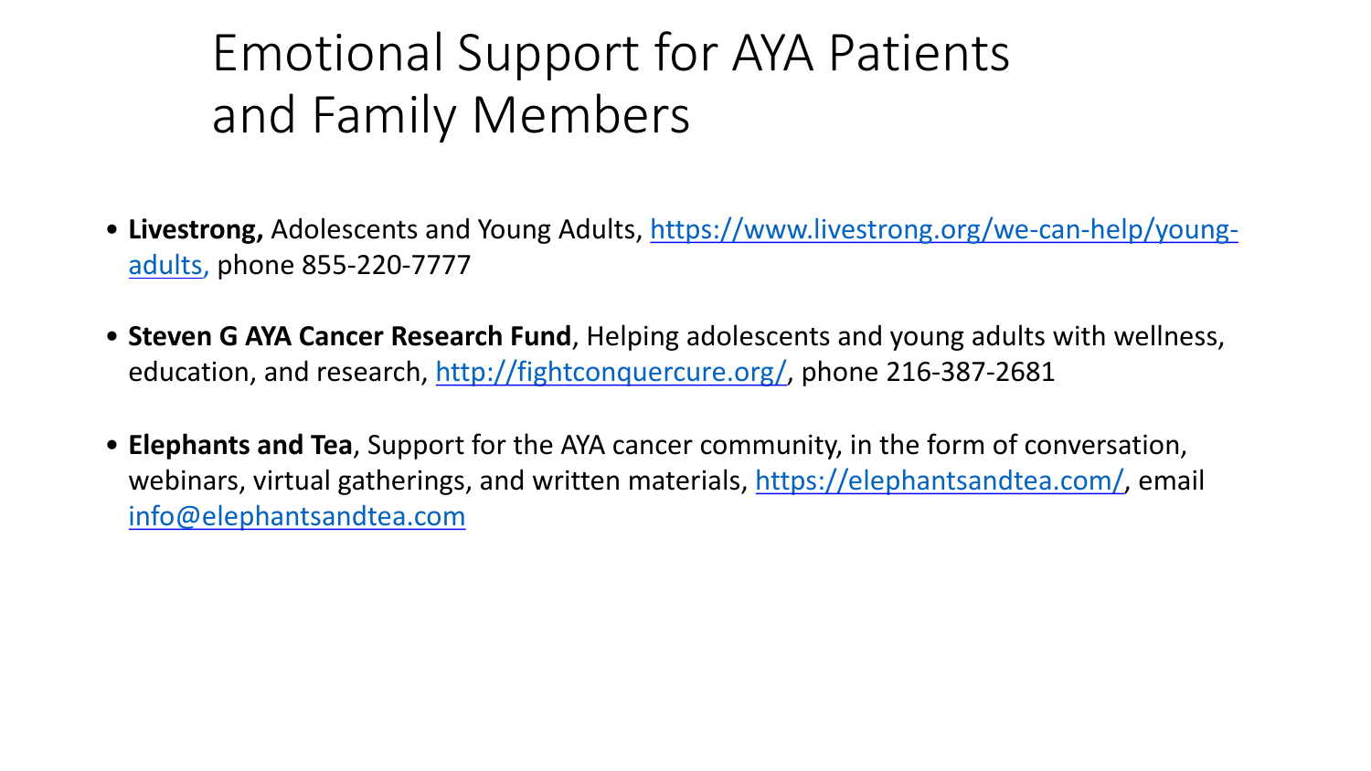# Emotional Support for AYA Patients and Family Members

- **Livestrong,** Adolescents and Young Adults, https://www.livestrong.org/we-can-help/young-adults, phone 855-220-7777
- **Steven G AYA Cancer Research Fund**, Helping adolescents and young adults with wellness, education, and research, http://fightconquercure.org/, phone 216-387-2681
- **Elephants and Tea**, Support for the AYA cancer community, in the form of conversation, webinars, virtual gatherings, and written materials, https://elephantsandtea.com/, email info@elephantsandtea.com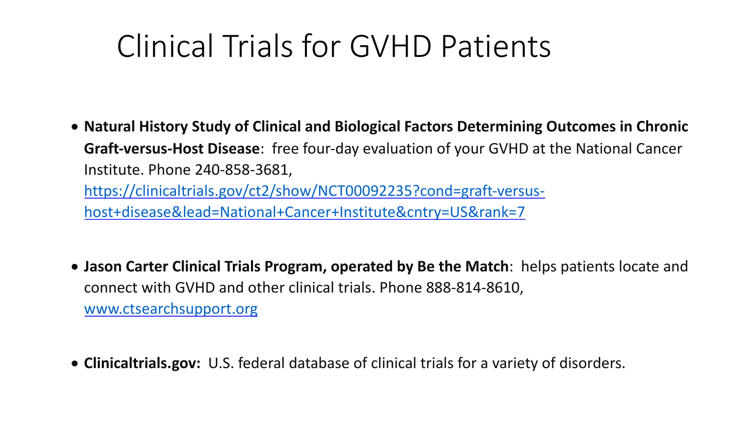# Clinical Trials for GVHD Patients

- **Natural History Study of Clinical and Biological Factors Determining Outcomes in Chronic Graft-versus-Host Disease**: free four-day evaluation of your GVHD at the National Cancer Institute. Phone 240-858-3681, https://clinicaltrials.gov/ct2/show/NCT00092235?cond=graft-versus-host+disease&lead=National+Cancer+Institute&cntry=US&rank=7

- **Jason Carter Clinical Trials Program, operated by Be the Match**: helps patients locate and connect with GVHD and other clinical trials. Phone 888-814-8610, www.ctsearchsupport.org

- **Clinicaltrials.gov:** U.S. federal database of clinical trials for a variety of disorders.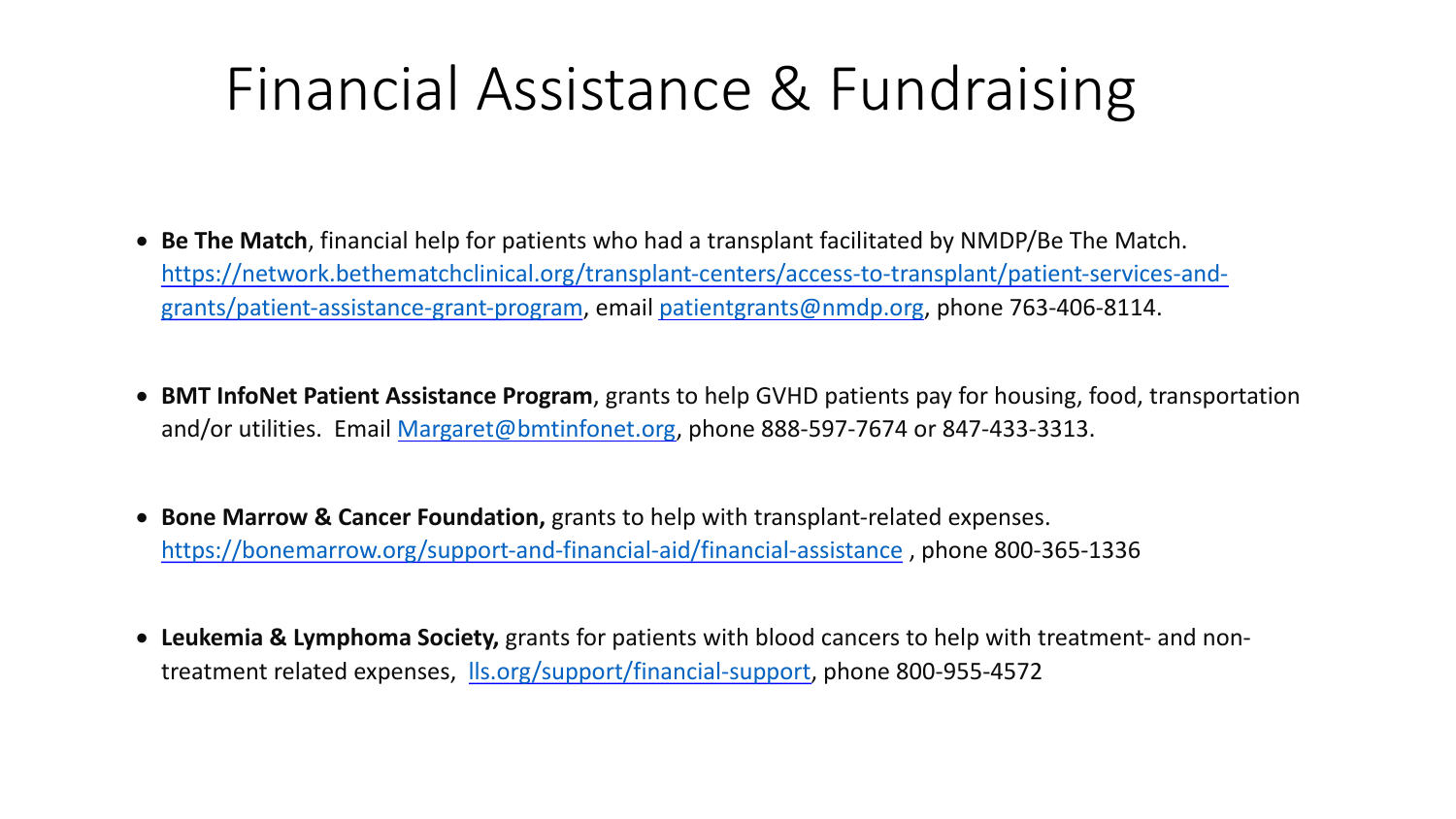# Financial Assistance & Fundraising

- **Be The Match**, financial help for patients who had a transplant facilitated by NMDP/Be The Match. https://network.bethematchclinical.org/transplant-centers/access-to-transplant/patient-services-and-grants/patient-assistance-grant-program, email patientgrants@nmdp.org, phone 763-406-8114.

- **BMT InfoNet Patient Assistance Program**, grants to help GVHD patients pay for housing, food, transportation and/or utilities. Email Margaret@bmtinfonet.org, phone 888-597-7674 or 847-433-3313.

- **Bone Marrow & Cancer Foundation,** grants to help with transplant-related expenses. https://bonemarrow.org/support-and-financial-aid/financial-assistance , phone 800-365-1336

- **Leukemia & Lymphoma Society,** grants for patients with blood cancers to help with treatment- and non-treatment related expenses, lls.org/support/financial-support, phone 800-955-4572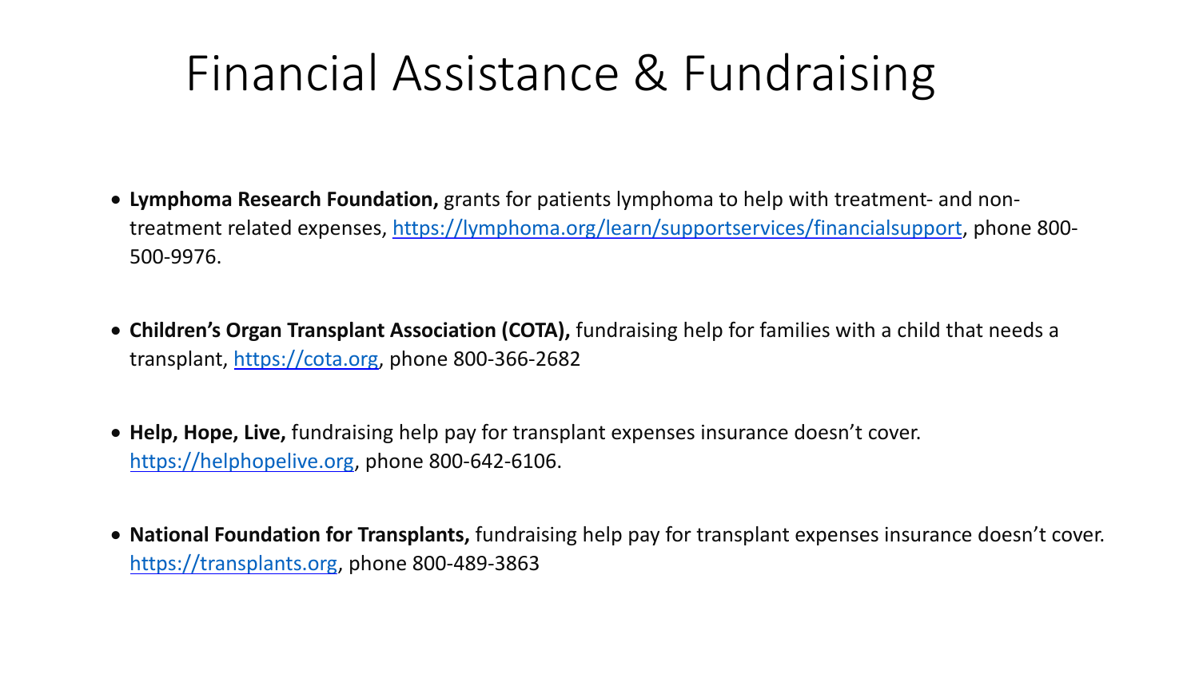# Financial Assistance & Fundraising

- **Lymphoma Research Foundation,** grants for patients lymphoma to help with treatment- and non-treatment related expenses, https://lymphoma.org/learn/supportservices/financialsupport, phone 800-500-9976.

- **Children's Organ Transplant Association (COTA),** fundraising help for families with a child that needs a transplant, https://cota.org, phone 800-366-2682

- **Help, Hope, Live,** fundraising help pay for transplant expenses insurance doesn't cover. https://helphopelive.org, phone 800-642-6106.

- **National Foundation for Transplants,** fundraising help pay for transplant expenses insurance doesn't cover. https://transplants.org, phone 800-489-3863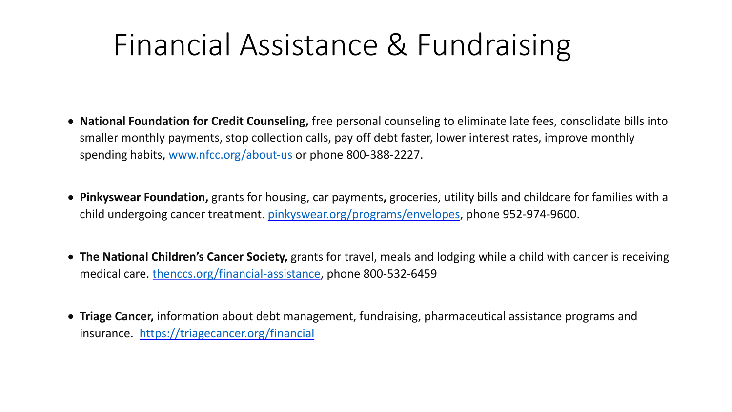# Financial Assistance & Fundraising

- **National Foundation for Credit Counseling,** free personal counseling to eliminate late fees, consolidate bills into smaller monthly payments, stop collection calls, pay off debt faster, lower interest rates, improve monthly spending habits, [www.nfcc.org/about-us](www.nfcc.org/about-us) or phone 800-388-2227.

- **Pinkyswear Foundation,** grants for housing, car payments**,** groceries, utility bills and childcare for families with a child undergoing cancer treatment. [pinkyswear.org/programs/envelopes](pinkyswear.org/programs/envelopes), phone 952-974-9600.

- **The National Children's Cancer Society,** grants for travel, meals and lodging while a child with cancer is receiving medical care. [thenccs.org/financial-assistance](thenccs.org/financial-assistance), phone 800-532-6459

- **Triage Cancer,** information about debt management, fundraising, pharmaceutical assistance programs and insurance. [https://triagecancer.org/financial](https://triagecancer.org/financial)